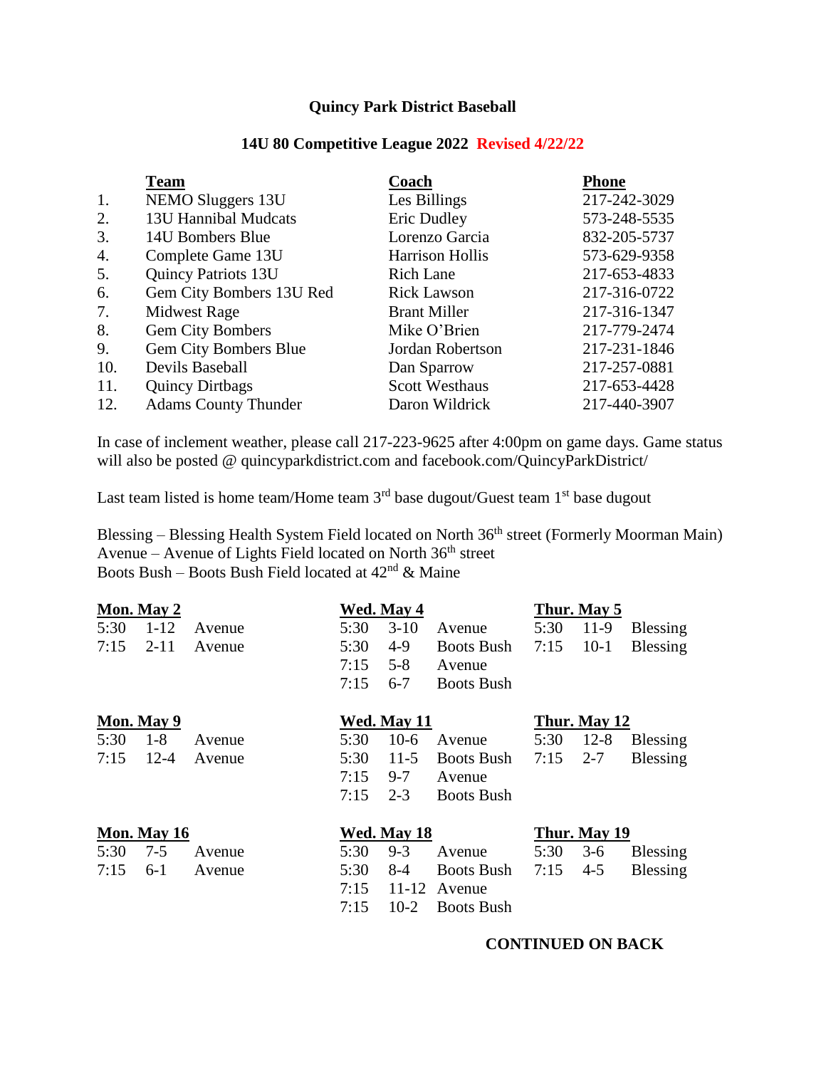**Quincy Park District Baseball**

**14U 80 Competitive League 2022 Revised 4/22/22**

| | **Team** | **Coach** | **Phone** |
|---|---|---|---|
| 1. | NEMO Sluggers 13U | Les Billings | 217-242-3029 |
| 2. | 13U Hannibal Mudcats | Eric Dudley | 573-248-5535 |
| 3. | 14U Bombers Blue | Lorenzo Garcia | 832-205-5737 |
| 4. | Complete Game 13U | Harrison Hollis | 573-629-9358 |
| 5. | Quincy Patriots 13U | Rich Lane | 217-653-4833 |
| 6. | Gem City Bombers 13U Red | Rick Lawson | 217-316-0722 |
| 7. | Midwest Rage | Brant Miller | 217-316-1347 |
| 8. | Gem City Bombers | Mike O'Brien | 217-779-2474 |
| 9. | Gem City Bombers Blue | Jordan Robertson | 217-231-1846 |
| 10. | Devils Baseball | Dan Sparrow | 217-257-0881 |
| 11. | Quincy Dirtbags | Scott Westhaus | 217-653-4428 |
| 12. | Adams County Thunder | Daron Wildrick | 217-440-3907 |

In case of inclement weather, please call 217-223-9625 after 4:00pm on game days. Game status will also be posted @ quincyparkdistrict.com and facebook.com/QuincyParkDistrict/

Last team listed is home team/Home team 3rd base dugout/Guest team 1st base dugout

Blessing – Blessing Health System Field located on North 36th street (Formerly Moorman Main)
Avenue – Avenue of Lights Field located on North 36th street
Boots Bush – Boots Bush Field located at 42nd & Maine

**Mon. May 2**

| | | |
|---|---|---|
| 5:30 | 1-12 | Avenue |
| 7:15 | 2-11 | Avenue |

**Wed. May 4**

| | | |
|---|---|---|
| 5:30 | 3-10 | Avenue |
| 5:30 | 4-9 | Boots Bush |
| 7:15 | 5-8 | Avenue |
| 7:15 | 6-7 | Boots Bush |

**Thur. May 5**

| | | |
|---|---|---|
| 5:30 | 11-9 | Blessing |
| 7:15 | 10-1 | Blessing |

**Mon. May 9**

| | | |
|---|---|---|
| 5:30 | 1-8 | Avenue |
| 7:15 | 12-4 | Avenue |

**Wed. May 11**

| | | |
|---|---|---|
| 5:30 | 10-6 | Avenue |
| 5:30 | 11-5 | Boots Bush |
| 7:15 | 9-7 | Avenue |
| 7:15 | 2-3 | Boots Bush |

**Thur. May 12**

| | | |
|---|---|---|
| 5:30 | 12-8 | Blessing |
| 7:15 | 2-7 | Blessing |

**Mon. May 16**

| | | |
|---|---|---|
| 5:30 | 7-5 | Avenue |
| 7:15 | 6-1 | Avenue |

**Wed. May 18**

| | | |
|---|---|---|
| 5:30 | 9-3 | Avenue |
| 5:30 | 8-4 | Boots Bush |
| 7:15 | 11-12 | Avenue |
| 7:15 | 10-2 | Boots Bush |

**Thur. May 19**

| | | |
|---|---|---|
| 5:30 | 3-6 | Blessing |
| 7:15 | 4-5 | Blessing |

**CONTINUED ON BACK**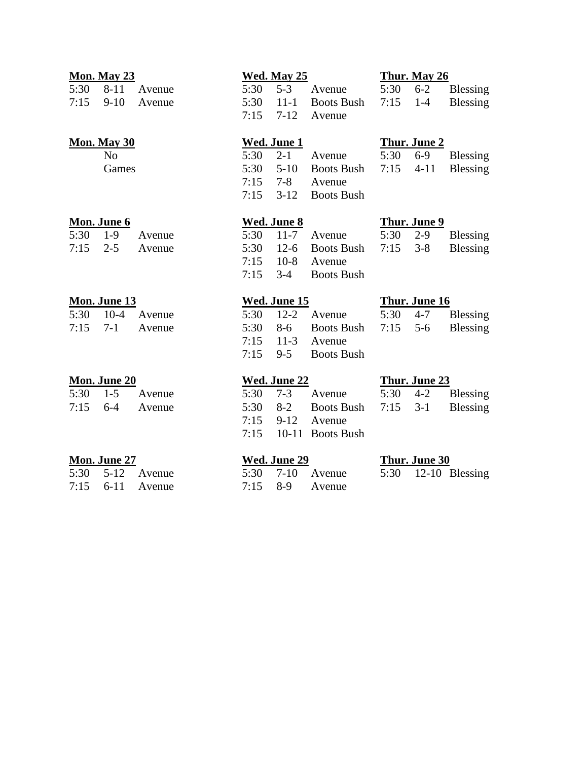**Mon. May 23**

| | | |
|---|---|---|
| 5:30 | 8-11 | Avenue |
| 7:15 | 9-10 | Avenue |

**Wed. May 25**

| | | |
|---|---|---|
| 5:30 | 5-3 | Avenue |
| 5:30 | 11-1 | Boots Bush |
| 7:15 | 7-12 | Avenue |

**Thur. May 26**

| | | |
|---|---|---|
| 5:30 | 6-2 | Blessing |
| 7:15 | 1-4 | Blessing |

**Mon. May 30**

No Games

**Wed. June 1**

| | | |
|---|---|---|
| 5:30 | 2-1 | Avenue |
| 5:30 | 5-10 | Boots Bush |
| 7:15 | 7-8 | Avenue |
| 7:15 | 3-12 | Boots Bush |

**Thur. June 2**

| | | |
|---|---|---|
| 5:30 | 6-9 | Blessing |
| 7:15 | 4-11 | Blessing |

**Mon. June 6**

| | | |
|---|---|---|
| 5:30 | 1-9 | Avenue |
| 7:15 | 2-5 | Avenue |

**Wed. June 8**

| | | |
|---|---|---|
| 5:30 | 11-7 | Avenue |
| 5:30 | 12-6 | Boots Bush |
| 7:15 | 10-8 | Avenue |
| 7:15 | 3-4 | Boots Bush |

**Thur. June 9**

| | | |
|---|---|---|
| 5:30 | 2-9 | Blessing |
| 7:15 | 3-8 | Blessing |

**Mon. June 13**

| | | |
|---|---|---|
| 5:30 | 10-4 | Avenue |
| 7:15 | 7-1 | Avenue |

**Wed. June 15**

| | | |
|---|---|---|
| 5:30 | 12-2 | Avenue |
| 5:30 | 8-6 | Boots Bush |
| 7:15 | 11-3 | Avenue |
| 7:15 | 9-5 | Boots Bush |

**Thur. June 16**

| | | |
|---|---|---|
| 5:30 | 4-7 | Blessing |
| 7:15 | 5-6 | Blessing |

**Mon. June 20**

| | | |
|---|---|---|
| 5:30 | 1-5 | Avenue |
| 7:15 | 6-4 | Avenue |

**Wed. June 22**

| | | |
|---|---|---|
| 5:30 | 7-3 | Avenue |
| 5:30 | 8-2 | Boots Bush |
| 7:15 | 9-12 | Avenue |
| 7:15 | 10-11 | Boots Bush |

**Thur. June 23**

| | | |
|---|---|---|
| 5:30 | 4-2 | Blessing |
| 7:15 | 3-1 | Blessing |

**Mon. June 27**

| | | |
|---|---|---|
| 5:30 | 5-12 | Avenue |
| 7:15 | 6-11 | Avenue |

**Wed. June 29**

| | | |
|---|---|---|
| 5:30 | 7-10 | Avenue |
| 7:15 | 8-9 | Avenue |

**Thur. June 30**

| | | |
|---|---|---|
| 5:30 | 12-10 | Blessing |